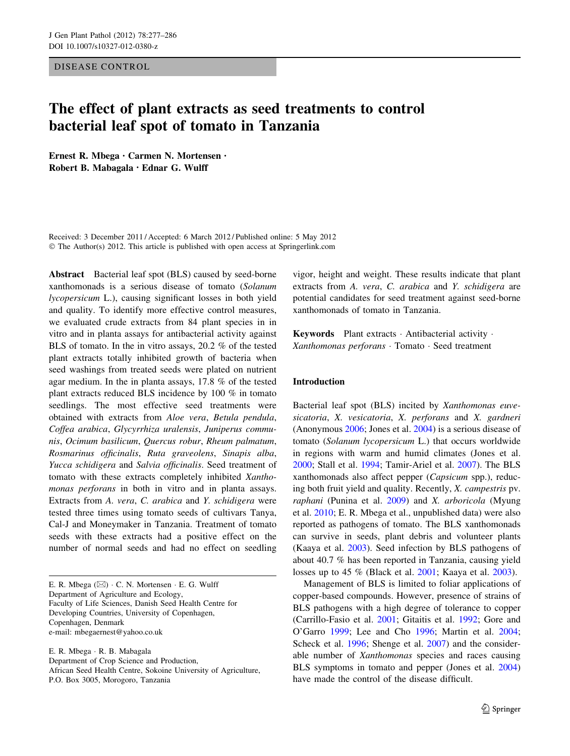DISEASE CONTROL

# The effect of plant extracts as seed treatments to control bacterial leaf spot of tomato in Tanzania

**Ernest R. Mbega · Carmen N. Mortensen · Robert B. Mabagala · Ednar G. Wulff**

Received: 3 December 2011 / Accepted: 6 March 2012 / Published online: 5 May 2012
© The Author(s) 2012. This article is published with open access at Springerlink.com

**Abstract** Bacterial leaf spot (BLS) caused by seed-borne xanthomonads is a serious disease of tomato (*Solanum lycopersicum* L.), causing significant losses in both yield and quality. To identify more effective control measures, we evaluated crude extracts from 84 plant species in in vitro and in planta assays for antibacterial activity against BLS of tomato. In the in vitro assays, 20.2 % of the tested plant extracts totally inhibited growth of bacteria when seed washings from treated seeds were plated on nutrient agar medium. In the in planta assays, 17.8 % of the tested plant extracts reduced BLS incidence by 100 % in tomato seedlings. The most effective seed treatments were obtained with extracts from *Aloe vera*, *Betula pendula*, *Coffea arabica*, *Glycyrrhiza uralensis*, *Juniperus communis*, *Ocimum basilicum*, *Quercus robur*, *Rheum palmatum*, *Rosmarinus officinalis*, *Ruta graveolens*, *Sinapis alba*, *Yucca schidigera* and *Salvia officinalis*. Seed treatment of tomato with these extracts completely inhibited *Xanthomonas perforans* in both in vitro and in planta assays. Extracts from *A. vera*, *C. arabica* and *Y. schidigera* were tested three times using tomato seeds of cultivars Tanya, Cal-J and Moneymaker in Tanzania. Treatment of tomato seeds with these extracts had a positive effect on the number of normal seeds and had no effect on seedling vigor, height and weight. These results indicate that plant extracts from *A. vera*, *C. arabica* and *Y. schidigera* are potential candidates for seed treatment against seed-borne xanthomonads of tomato in Tanzania.

**Keywords** Plant extracts · Antibacterial activity · *Xanthomonas perforans* · Tomato · Seed treatment

E. R. Mbega (✉) · C. N. Mortensen · E. G. Wulff
Department of Agriculture and Ecology,
Faculty of Life Sciences, Danish Seed Health Centre for Developing Countries, University of Copenhagen,
Copenhagen, Denmark
e-mail: mbegaernest@yahoo.co.uk

E. R. Mbega · R. B. Mabagala
Department of Crop Science and Production,
African Seed Health Centre, Sokoine University of Agriculture,
P.O. Box 3005, Morogoro, Tanzania

## Introduction

Bacterial leaf spot (BLS) incited by *Xanthomonas euvesicatoria*, *X. vesicatoria*, *X. perforans* and *X. gardneri* (Anonymous 2006; Jones et al. 2004) is a serious disease of tomato (*Solanum lycopersicum* L.) that occurs worldwide in regions with warm and humid climates (Jones et al. 2000; Stall et al. 1994; Tamir-Ariel et al. 2007). The BLS xanthomonads also affect pepper (*Capsicum* spp.), reducing both fruit yield and quality. Recently, *X. campestris* pv. *raphani* (Punina et al. 2009) and *X. arboricola* (Myung et al. 2010; E. R. Mbega et al., unpublished data) were also reported as pathogens of tomato. The BLS xanthomonads can survive in seeds, plant debris and volunteer plants (Kaaya et al. 2003). Seed infection by BLS pathogens of about 40.7 % has been reported in Tanzania, causing yield losses up to 45 % (Black et al. 2001; Kaaya et al. 2003).

Management of BLS is limited to foliar applications of copper-based compounds. However, presence of strains of BLS pathogens with a high degree of tolerance to copper (Carrillo-Fasio et al. 2001; Gitaitis et al. 1992; Gore and O'Garro 1999; Lee and Cho 1996; Martin et al. 2004; Scheck et al. 1996; Shenge et al. 2007) and the considerable number of *Xanthomonas* species and races causing BLS symptoms in tomato and pepper (Jones et al. 2004) have made the control of the disease difficult.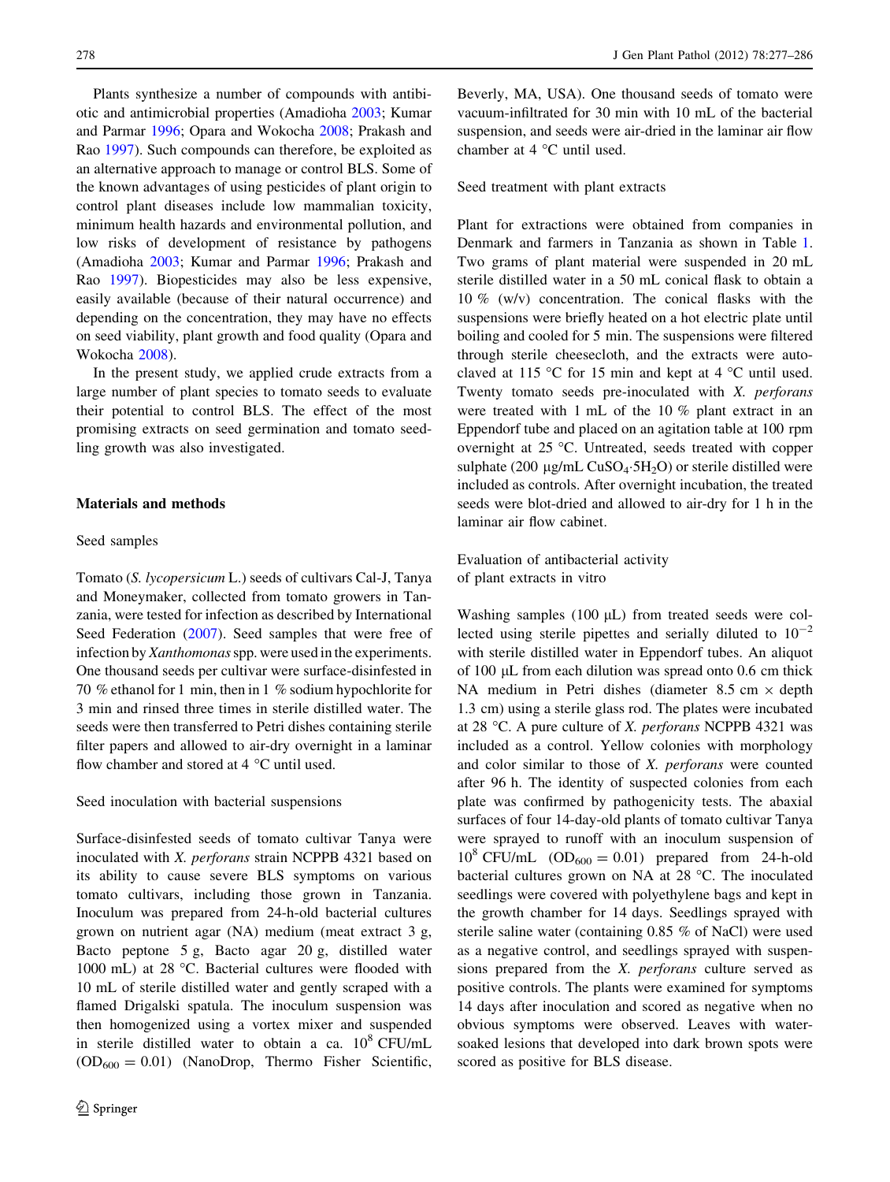Plants synthesize a number of compounds with antibiotic and antimicrobial properties (Amadioha 2003; Kumar and Parmar 1996; Opara and Wokocha 2008; Prakash and Rao 1997). Such compounds can therefore, be exploited as an alternative approach to manage or control BLS. Some of the known advantages of using pesticides of plant origin to control plant diseases include low mammalian toxicity, minimum health hazards and environmental pollution, and low risks of development of resistance by pathogens (Amadioha 2003; Kumar and Parmar 1996; Prakash and Rao 1997). Biopesticides may also be less expensive, easily available (because of their natural occurrence) and depending on the concentration, they may have no effects on seed viability, plant growth and food quality (Opara and Wokocha 2008).

In the present study, we applied crude extracts from a large number of plant species to tomato seeds to evaluate their potential to control BLS. The effect of the most promising extracts on seed germination and tomato seedling growth was also investigated.

## Materials and methods

### Seed samples

Tomato (*S. lycopersicum* L.) seeds of cultivars Cal-J, Tanya and Moneymaker, collected from tomato growers in Tanzania, were tested for infection as described by International Seed Federation (2007). Seed samples that were free of infection by *Xanthomonas* spp. were used in the experiments. One thousand seeds per cultivar were surface-disinfested in 70 % ethanol for 1 min, then in 1 % sodium hypochlorite for 3 min and rinsed three times in sterile distilled water. The seeds were then transferred to Petri dishes containing sterile filter papers and allowed to air-dry overnight in a laminar flow chamber and stored at 4 °C until used.

### Seed inoculation with bacterial suspensions

Surface-disinfested seeds of tomato cultivar Tanya were inoculated with *X. perforans* strain NCPPB 4321 based on its ability to cause severe BLS symptoms on various tomato cultivars, including those grown in Tanzania. Inoculum was prepared from 24-h-old bacterial cultures grown on nutrient agar (NA) medium (meat extract 3 g, Bacto peptone 5 g, Bacto agar 20 g, distilled water 1000 mL) at 28 °C. Bacterial cultures were flooded with 10 mL of sterile distilled water and gently scraped with a flamed Drigalski spatula. The inoculum suspension was then homogenized using a vortex mixer and suspended in sterile distilled water to obtain a ca. $10^8$ CFU/mL ($OD_{600} = 0.01$) (NanoDrop, Thermo Fisher Scientific, Beverly, MA, USA). One thousand seeds of tomato were vacuum-infiltrated for 30 min with 10 mL of the bacterial suspension, and seeds were air-dried in the laminar air flow chamber at 4 °C until used.

### Seed treatment with plant extracts

Plant for extractions were obtained from companies in Denmark and farmers in Tanzania as shown in Table 1. Two grams of plant material were suspended in 20 mL sterile distilled water in a 50 mL conical flask to obtain a 10 % (w/v) concentration. The conical flasks with the suspensions were briefly heated on a hot electric plate until boiling and cooled for 5 min. The suspensions were filtered through sterile cheesecloth, and the extracts were autoclaved at 115 °C for 15 min and kept at 4 °C until used. Twenty tomato seeds pre-inoculated with *X. perforans* were treated with 1 mL of the 10 % plant extract in an Eppendorf tube and placed on an agitation table at 100 rpm overnight at 25 °C. Untreated, seeds treated with copper sulphate (200 μg/mL $CuSO_4{\cdot}5H_2O$) or sterile distilled were included as controls. After overnight incubation, the treated seeds were blot-dried and allowed to air-dry for 1 h in the laminar air flow cabinet.

### Evaluation of antibacterial activity of plant extracts in vitro

Washing samples (100 μL) from treated seeds were collected using sterile pipettes and serially diluted to $10^{-2}$ with sterile distilled water in Eppendorf tubes. An aliquot of 100 μL from each dilution was spread onto 0.6 cm thick NA medium in Petri dishes (diameter 8.5 cm × depth 1.3 cm) using a sterile glass rod. The plates were incubated at 28 °C. A pure culture of *X. perforans* NCPPB 4321 was included as a control. Yellow colonies with morphology and color similar to those of *X. perforans* were counted after 96 h. The identity of suspected colonies from each plate was confirmed by pathogenicity tests. The abaxial surfaces of four 14-day-old plants of tomato cultivar Tanya were sprayed to runoff with an inoculum suspension of $10^8$ CFU/mL ($OD_{600} = 0.01$) prepared from 24-h-old bacterial cultures grown on NA at 28 °C. The inoculated seedlings were covered with polyethylene bags and kept in the growth chamber for 14 days. Seedlings sprayed with sterile saline water (containing 0.85 % of NaCl) were used as a negative control, and seedlings sprayed with suspensions prepared from the *X. perforans* culture served as positive controls. The plants were examined for symptoms 14 days after inoculation and scored as negative when no obvious symptoms were observed. Leaves with water-soaked lesions that developed into dark brown spots were scored as positive for BLS disease.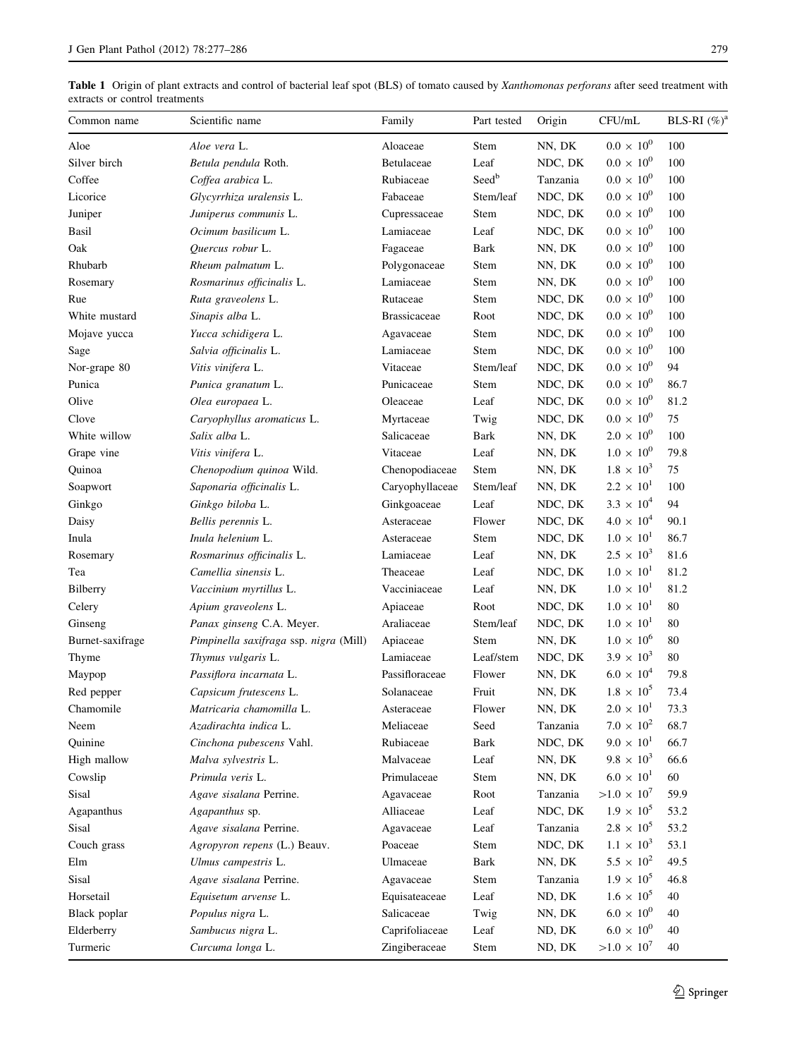**Table 1** Origin of plant extracts and control of bacterial leaf spot (BLS) of tomato caused by *Xanthomonas perforans* after seed treatment with extracts or control treatments

| Common name | Scientific name | Family | Part tested | Origin | CFU/mL | BLS-RI (%)[a] |
|---|---|---|---|---|---|---|
| Aloe | *Aloe vera* L. | Aloaceae | Stem | NN, DK | $0.0 \times 10^0$ | 100 |
| Silver birch | *Betula pendula* Roth. | Betulaceae | Leaf | NDC, DK | $0.0 \times 10^0$ | 100 |
| Coffee | *Coffea arabica* L. | Rubiaceae | Seed[b] | Tanzania | $0.0 \times 10^0$ | 100 |
| Licorice | *Glycyrrhiza uralensis* L. | Fabaceae | Stem/leaf | NDC, DK | $0.0 \times 10^0$ | 100 |
| Juniper | *Juniperus communis* L. | Cupressaceae | Stem | NDC, DK | $0.0 \times 10^0$ | 100 |
| Basil | *Ocimum basilicum* L. | Lamiaceae | Leaf | NDC, DK | $0.0 \times 10^0$ | 100 |
| Oak | *Quercus robur* L. | Fagaceae | Bark | NN, DK | $0.0 \times 10^0$ | 100 |
| Rhubarb | *Rheum palmatum* L. | Polygonaceae | Stem | NN, DK | $0.0 \times 10^0$ | 100 |
| Rosemary | *Rosmarinus officinalis* L. | Lamiaceae | Stem | NN, DK | $0.0 \times 10^0$ | 100 |
| Rue | *Ruta graveolens* L. | Rutaceae | Stem | NDC, DK | $0.0 \times 10^0$ | 100 |
| White mustard | *Sinapis alba* L. | Brassicaceae | Root | NDC, DK | $0.0 \times 10^0$ | 100 |
| Mojave yucca | *Yucca schidigera* L. | Agavaceae | Stem | NDC, DK | $0.0 \times 10^0$ | 100 |
| Sage | *Salvia officinalis* L. | Lamiaceae | Stem | NDC, DK | $0.0 \times 10^0$ | 100 |
| Nor-grape 80 | *Vitis vinifera* L. | Vitaceae | Stem/leaf | NDC, DK | $0.0 \times 10^0$ | 94 |
| Punica | *Punica granatum* L. | Punicaceae | Stem | NDC, DK | $0.0 \times 10^0$ | 86.7 |
| Olive | *Olea europaea* L. | Oleaceae | Leaf | NDC, DK | $0.0 \times 10^0$ | 81.2 |
| Clove | *Caryophyllus aromaticus* L. | Myrtaceae | Twig | NDC, DK | $0.0 \times 10^0$ | 75 |
| White willow | *Salix alba* L. | Salicaceae | Bark | NN, DK | $2.0 \times 10^0$ | 100 |
| Grape vine | *Vitis vinifera* L. | Vitaceae | Leaf | NN, DK | $1.0 \times 10^0$ | 79.8 |
| Quinoa | *Chenopodium quinoa* Wild. | Chenopodiaceae | Stem | NN, DK | $1.8 \times 10^3$ | 75 |
| Soapwort | *Saponaria officinalis* L. | Caryophyllaceae | Stem/leaf | NN, DK | $2.2 \times 10^1$ | 100 |
| Ginkgo | *Ginkgo biloba* L. | Ginkgoaceae | Leaf | NDC, DK | $3.3 \times 10^4$ | 94 |
| Daisy | *Bellis perennis* L. | Asteraceae | Flower | NDC, DK | $4.0 \times 10^4$ | 90.1 |
| Inula | *Inula helenium* L. | Asteraceae | Stem | NDC, DK | $1.0 \times 10^1$ | 86.7 |
| Rosemary | *Rosmarinus officinalis* L. | Lamiaceae | Leaf | NN, DK | $2.5 \times 10^3$ | 81.6 |
| Tea | *Camellia sinensis* L. | Theaceae | Leaf | NDC, DK | $1.0 \times 10^1$ | 81.2 |
| Bilberry | *Vaccinium myrtillus* L. | Vacciniaceae | Leaf | NN, DK | $1.0 \times 10^1$ | 81.2 |
| Celery | *Apium graveolens* L. | Apiaceae | Root | NDC, DK | $1.0 \times 10^1$ | 80 |
| Ginseng | *Panax ginseng* C.A. Meyer. | Araliaceae | Stem/leaf | NDC, DK | $1.0 \times 10^1$ | 80 |
| Burnet-saxifrage | *Pimpinella saxifraga* ssp. *nigra* (Mill) | Apiaceae | Stem | NN, DK | $1.0 \times 10^6$ | 80 |
| Thyme | *Thymus vulgaris* L. | Lamiaceae | Leaf/stem | NDC, DK | $3.9 \times 10^3$ | 80 |
| Maypop | *Passiflora incarnata* L. | Passifloraceae | Flower | NN, DK | $6.0 \times 10^4$ | 79.8 |
| Red pepper | *Capsicum frutescens* L. | Solanaceae | Fruit | NN, DK | $1.8 \times 10^5$ | 73.4 |
| Chamomile | *Matricaria chamomilla* L. | Asteraceae | Flower | NN, DK | $2.0 \times 10^1$ | 73.3 |
| Neem | *Azadirachta indica* L. | Meliaceae | Seed | Tanzania | $7.0 \times 10^2$ | 68.7 |
| Quinine | *Cinchona pubescens* Vahl. | Rubiaceae | Bark | NDC, DK | $9.0 \times 10^1$ | 66.7 |
| High mallow | *Malva sylvestris* L. | Malvaceae | Leaf | NN, DK | $9.8 \times 10^3$ | 66.6 |
| Cowslip | *Primula veris* L. | Primulaceae | Stem | NN, DK | $6.0 \times 10^1$ | 60 |
| Sisal | *Agave sisalana* Perrine. | Agavaceae | Root | Tanzania | $>1.0 \times 10^7$ | 59.9 |
| Agapanthus | *Agapanthus* sp. | Alliaceae | Leaf | NDC, DK | $1.9 \times 10^5$ | 53.2 |
| Sisal | *Agave sisalana* Perrine. | Agavaceae | Leaf | Tanzania | $2.8 \times 10^5$ | 53.2 |
| Couch grass | *Agropyron repens* (L.) Beauv. | Poaceae | Stem | NDC, DK | $1.1 \times 10^3$ | 53.1 |
| Elm | *Ulmus campestris* L. | Ulmaceae | Bark | NN, DK | $5.5 \times 10^2$ | 49.5 |
| Sisal | *Agave sisalana* Perrine. | Agavaceae | Stem | Tanzania | $1.9 \times 10^5$ | 46.8 |
| Horsetail | *Equisetum arvense* L. | Equisetaceae | Leaf | ND, DK | $1.6 \times 10^5$ | 40 |
| Black poplar | *Populus nigra* L. | Salicaceae | Twig | NN, DK | $6.0 \times 10^0$ | 40 |
| Elderberry | *Sambucus nigra* L. | Caprifoliaceae | Leaf | ND, DK | $6.0 \times 10^0$ | 40 |
| Turmeric | *Curcuma longa* L. | Zingiberaceae | Stem | ND, DK | $>1.0 \times 10^7$ | 40 |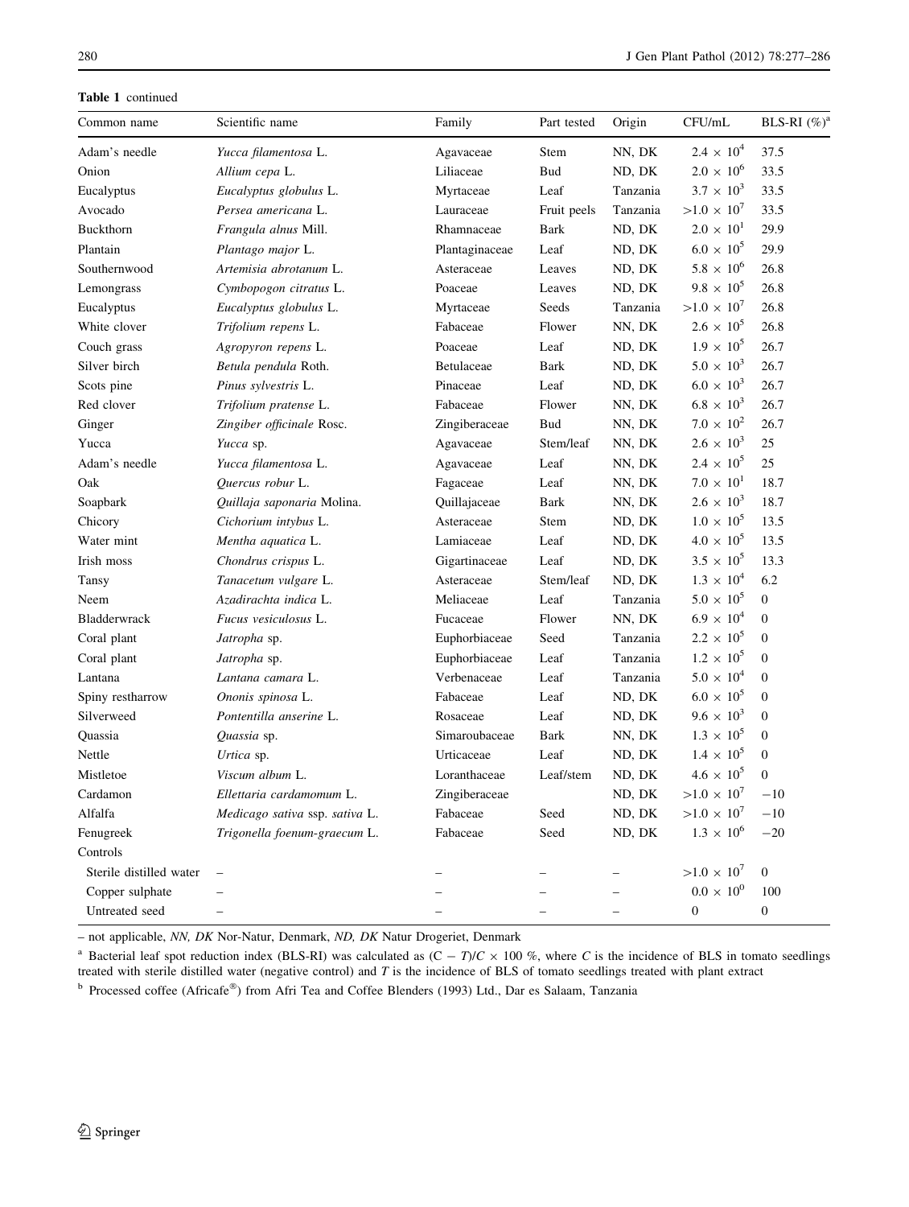**Table 1** continued

| Common name | Scientific name | Family | Part tested | Origin | CFU/mL | BLS-RI (%)[a] |
|---|---|---|---|---|---|---|
| Adam's needle | *Yucca filamentosa* L. | Agavaceae | Stem | NN, DK | $2.4 \times 10^4$ | 37.5 |
| Onion | *Allium cepa* L. | Liliaceae | Bud | ND, DK | $2.0 \times 10^6$ | 33.5 |
| Eucalyptus | *Eucalyptus globulus* L. | Myrtaceae | Leaf | Tanzania | $3.7 \times 10^3$ | 33.5 |
| Avocado | *Persea americana* L. | Lauraceae | Fruit peels | Tanzania | $>1.0 \times 10^7$ | 33.5 |
| Buckthorn | *Frangula alnus* Mill. | Rhamnaceae | Bark | ND, DK | $2.0 \times 10^1$ | 29.9 |
| Plantain | *Plantago major* L. | Plantaginaceae | Leaf | ND, DK | $6.0 \times 10^5$ | 29.9 |
| Southernwood | *Artemisia abrotanum* L. | Asteraceae | Leaves | ND, DK | $5.8 \times 10^6$ | 26.8 |
| Lemongrass | *Cymbopogon citratus* L. | Poaceae | Leaves | ND, DK | $9.8 \times 10^5$ | 26.8 |
| Eucalyptus | *Eucalyptus globulus* L. | Myrtaceae | Seeds | Tanzania | $>1.0 \times 10^7$ | 26.8 |
| White clover | *Trifolium repens* L. | Fabaceae | Flower | NN, DK | $2.6 \times 10^5$ | 26.8 |
| Couch grass | *Agropyron repens* L. | Poaceae | Leaf | ND, DK | $1.9 \times 10^5$ | 26.7 |
| Silver birch | *Betula pendula* Roth. | Betulaceae | Bark | ND, DK | $5.0 \times 10^3$ | 26.7 |
| Scots pine | *Pinus sylvestris* L. | Pinaceae | Leaf | ND, DK | $6.0 \times 10^3$ | 26.7 |
| Red clover | *Trifolium pratense* L. | Fabaceae | Flower | NN, DK | $6.8 \times 10^3$ | 26.7 |
| Ginger | *Zingiber officinale* Rosc. | Zingiberaceae | Bud | NN, DK | $7.0 \times 10^2$ | 26.7 |
| Yucca | *Yucca* sp. | Agavaceae | Stem/leaf | NN, DK | $2.6 \times 10^3$ | 25 |
| Adam's needle | *Yucca filamentosa* L. | Agavaceae | Leaf | NN, DK | $2.4 \times 10^5$ | 25 |
| Oak | *Quercus robur* L. | Fagaceae | Leaf | NN, DK | $7.0 \times 10^1$ | 18.7 |
| Soapbark | *Quillaja saponaria* Molina. | Quillajaceae | Bark | NN, DK | $2.6 \times 10^3$ | 18.7 |
| Chicory | *Cichorium intybus* L. | Asteraceae | Stem | ND, DK | $1.0 \times 10^5$ | 13.5 |
| Water mint | *Mentha aquatica* L. | Lamiaceae | Leaf | ND, DK | $4.0 \times 10^5$ | 13.5 |
| Irish moss | *Chondrus crispus* L. | Gigartinaceae | Leaf | ND, DK | $3.5 \times 10^5$ | 13.3 |
| Tansy | *Tanacetum vulgare* L. | Asteraceae | Stem/leaf | ND, DK | $1.3 \times 10^4$ | 6.2 |
| Neem | *Azadirachta indica* L. | Meliaceae | Leaf | Tanzania | $5.0 \times 10^5$ | 0 |
| Bladderwrack | *Fucus vesiculosus* L. | Fucaceae | Flower | NN, DK | $6.9 \times 10^4$ | 0 |
| Coral plant | *Jatropha* sp. | Euphorbiaceae | Seed | Tanzania | $2.2 \times 10^5$ | 0 |
| Coral plant | *Jatropha* sp. | Euphorbiaceae | Leaf | Tanzania | $1.2 \times 10^5$ | 0 |
| Lantana | *Lantana camara* L. | Verbenaceae | Leaf | Tanzania | $5.0 \times 10^4$ | 0 |
| Spiny restharrow | *Ononis spinosa* L. | Fabaceae | Leaf | ND, DK | $6.0 \times 10^5$ | 0 |
| Silverweed | *Pontentilla anserine* L. | Rosaceae | Leaf | ND, DK | $9.6 \times 10^3$ | 0 |
| Quassia | *Quassia* sp. | Simaroubaceae | Bark | NN, DK | $1.3 \times 10^5$ | 0 |
| Nettle | *Urtica* sp. | Urticaceae | Leaf | ND, DK | $1.4 \times 10^5$ | 0 |
| Mistletoe | *Viscum album* L. | Loranthaceae | Leaf/stem | ND, DK | $4.6 \times 10^5$ | 0 |
| Cardamon | *Ellettaria cardamomum* L. | Zingiberaceae | | ND, DK | $>1.0 \times 10^7$ | −10 |
| Alfalfa | *Medicago sativa* ssp. *sativa* L. | Fabaceae | Seed | ND, DK | $>1.0 \times 10^7$ | −10 |
| Fenugreek | *Trigonella foenum-graecum* L. | Fabaceae | Seed | ND, DK | $1.3 \times 10^6$ | −20 |
| Controls | | | | | | |
| Sterile distilled water | – | – | – | – | $>1.0 \times 10^7$ | 0 |
| Copper sulphate | – | – | – | – | $0.0 \times 10^0$ | 100 |
| Untreated seed | – | – | – | – | 0 | 0 |

– not applicable, *NN, DK* Nor-Natur, Denmark, *ND, DK* Natur Drogeriet, Denmark

[a] Bacterial leaf spot reduction index (BLS-RI) was calculated as $(C - T)/C \times 100$ %, where *C* is the incidence of BLS in tomato seedlings treated with sterile distilled water (negative control) and *T* is the incidence of BLS of tomato seedlings treated with plant extract

[b] Processed coffee (Africafe®) from Afri Tea and Coffee Blenders (1993) Ltd., Dar es Salaam, Tanzania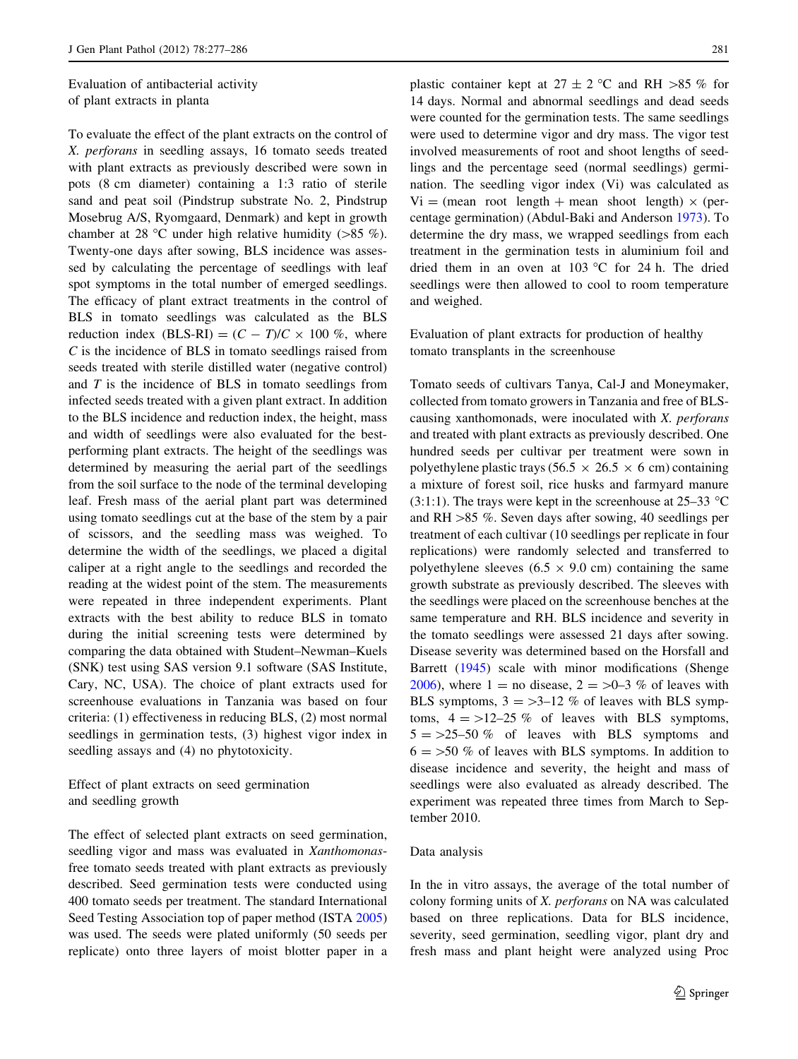### Evaluation of antibacterial activity of plant extracts in planta

To evaluate the effect of the plant extracts on the control of *X. perforans* in seedling assays, 16 tomato seeds treated with plant extracts as previously described were sown in pots (8 cm diameter) containing a 1:3 ratio of sterile sand and peat soil (Pindstrup substrate No. 2, Pindstrup Mosebrug A/S, Ryomgaard, Denmark) and kept in growth chamber at 28 °C under high relative humidity (>85 %). Twenty-one days after sowing, BLS incidence was assessed by calculating the percentage of seedlings with leaf spot symptoms in the total number of emerged seedlings. The efficacy of plant extract treatments in the control of BLS in tomato seedlings was calculated as the BLS reduction index (BLS-RI) $= (C - T)/C \times 100$ %, where $C$ is the incidence of BLS in tomato seedlings raised from seeds treated with sterile distilled water (negative control) and $T$ is the incidence of BLS in tomato seedlings from infected seeds treated with a given plant extract. In addition to the BLS incidence and reduction index, the height, mass and width of seedlings were also evaluated for the best-performing plant extracts. The height of the seedlings was determined by measuring the aerial part of the seedlings from the soil surface to the node of the terminal developing leaf. Fresh mass of the aerial plant part was determined using tomato seedlings cut at the base of the stem by a pair of scissors, and the seedling mass was weighed. To determine the width of the seedlings, we placed a digital caliper at a right angle to the seedlings and recorded the reading at the widest point of the stem. The measurements were repeated in three independent experiments. Plant extracts with the best ability to reduce BLS in tomato during the initial screening tests were determined by comparing the data obtained with Student–Newman–Kuels (SNK) test using SAS version 9.1 software (SAS Institute, Cary, NC, USA). The choice of plant extracts used for screenhouse evaluations in Tanzania was based on four criteria: (1) effectiveness in reducing BLS, (2) most normal seedlings in germination tests, (3) highest vigor index in seedling assays and (4) no phytotoxicity.

### Effect of plant extracts on seed germination and seedling growth

The effect of selected plant extracts on seed germination, seedling vigor and mass was evaluated in *Xanthomonas*-free tomato seeds treated with plant extracts as previously described. Seed germination tests were conducted using 400 tomato seeds per treatment. The standard International Seed Testing Association top of paper method (ISTA 2005) was used. The seeds were plated uniformly (50 seeds per replicate) onto three layers of moist blotter paper in a plastic container kept at 27 ± 2 °C and RH >85 % for 14 days. Normal and abnormal seedlings and dead seeds were counted for the germination tests. The same seedlings were used to determine vigor and dry mass. The vigor test involved measurements of root and shoot lengths of seedlings and the percentage seed (normal seedlings) germination. The seedling vigor index (Vi) was calculated as Vi = (mean root length + mean shoot length) × (percentage germination) (Abdul-Baki and Anderson 1973). To determine the dry mass, we wrapped seedlings from each treatment in the germination tests in aluminium foil and dried them in an oven at 103 °C for 24 h. The dried seedlings were then allowed to cool to room temperature and weighed.

### Evaluation of plant extracts for production of healthy tomato transplants in the screenhouse

Tomato seeds of cultivars Tanya, Cal-J and Moneymaker, collected from tomato growers in Tanzania and free of BLS-causing xanthomonads, were inoculated with *X. perforans* and treated with plant extracts as previously described. One hundred seeds per cultivar per treatment were sown in polyethylene plastic trays (56.5 × 26.5 × 6 cm) containing a mixture of forest soil, rice husks and farmyard manure (3:1:1). The trays were kept in the screenhouse at 25–33 °C and RH >85 %. Seven days after sowing, 40 seedlings per treatment of each cultivar (10 seedlings per replicate in four replications) were randomly selected and transferred to polyethylene sleeves (6.5 × 9.0 cm) containing the same growth substrate as previously described. The sleeves with the seedlings were placed on the screenhouse benches at the same temperature and RH. BLS incidence and severity in the tomato seedlings were assessed 21 days after sowing. Disease severity was determined based on the Horsfall and Barrett (1945) scale with minor modifications (Shenge 2006), where 1 = no disease, 2 = >0–3 % of leaves with BLS symptoms, 3 = >3–12 % of leaves with BLS symptoms, 4 = >12–25 % of leaves with BLS symptoms, 5 = >25–50 % of leaves with BLS symptoms and 6 = >50 % of leaves with BLS symptoms. In addition to disease incidence and severity, the height and mass of seedlings were also evaluated as already described. The experiment was repeated three times from March to September 2010.

### Data analysis

In the in vitro assays, the average of the total number of colony forming units of *X. perforans* on NA was calculated based on three replications. Data for BLS incidence, severity, seed germination, seedling vigor, plant dry and fresh mass and plant height were analyzed using Proc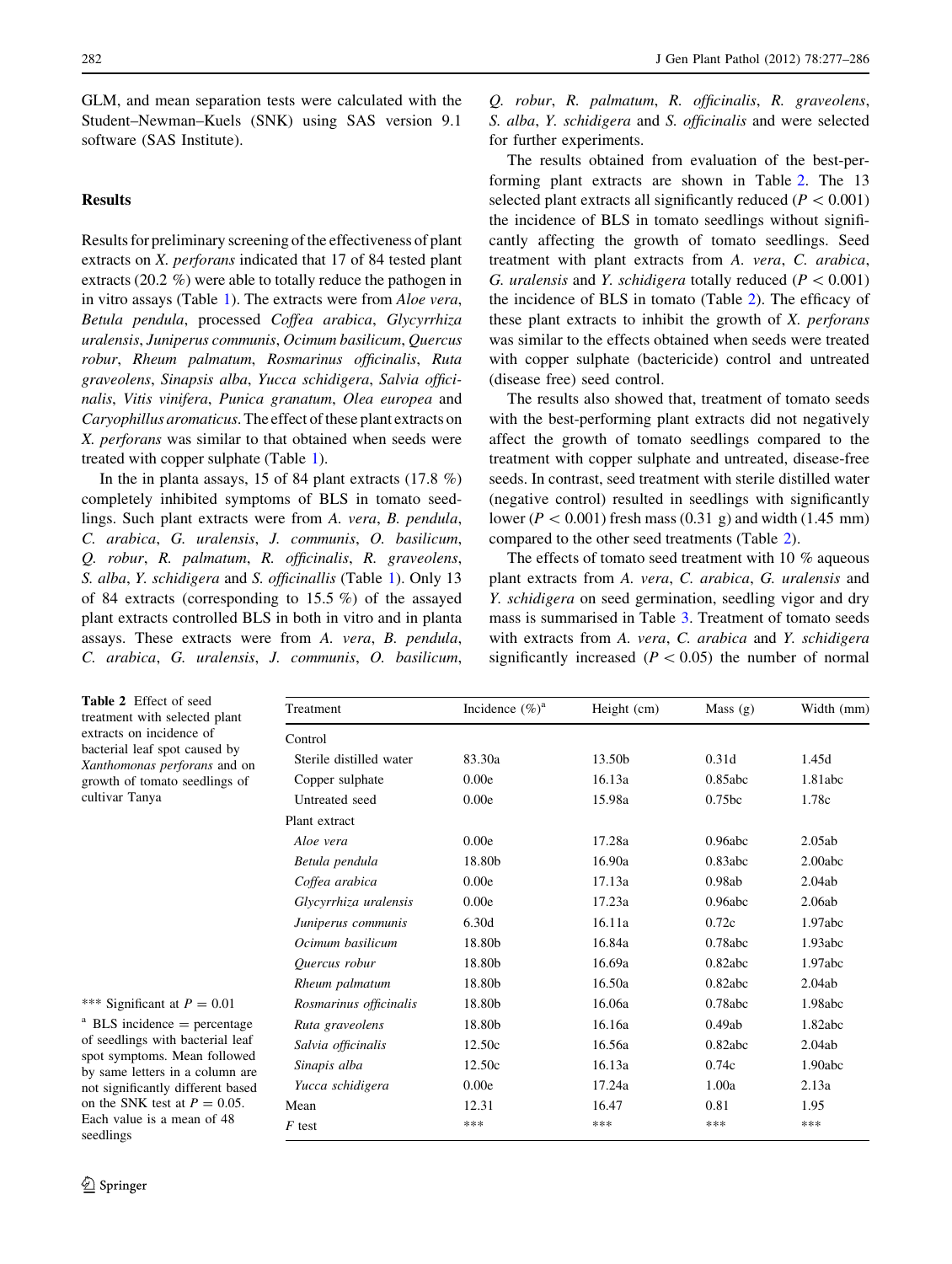GLM, and mean separation tests were calculated with the Student–Newman–Kuels (SNK) using SAS version 9.1 software (SAS Institute).

## Results

Results for preliminary screening of the effectiveness of plant extracts on *X. perforans* indicated that 17 of 84 tested plant extracts (20.2 %) were able to totally reduce the pathogen in in vitro assays (Table 1). The extracts were from *Aloe vera*, *Betula pendula*, processed *Coffea arabica*, *Glycyrrhiza uralensis*, *Juniperus communis*, *Ocimum basilicum*, *Quercus robur*, *Rheum palmatum*, *Rosmarinus officinalis*, *Ruta graveolens*, *Sinapsis alba*, *Yucca schidigera*, *Salvia officinalis*, *Vitis vinifera*, *Punica granatum*, *Olea europea* and *Caryophillus aromaticus*. The effect of these plant extracts on *X. perforans* was similar to that obtained when seeds were treated with copper sulphate (Table 1).

In the in planta assays, 15 of 84 plant extracts (17.8 %) completely inhibited symptoms of BLS in tomato seedlings. Such plant extracts were from *A. vera*, *B. pendula*, *C. arabica*, *G. uralensis*, *J. communis*, *O. basilicum*, *Q. robur*, *R. palmatum*, *R. officinalis*, *R. graveolens*, *S. alba*, *Y. schidigera* and *S. officinallis* (Table 1). Only 13 of 84 extracts (corresponding to 15.5 %) of the assayed plant extracts controlled BLS in both in vitro and in planta assays. These extracts were from *A. vera*, *B. pendula*, *C. arabica*, *G. uralensis*, *J. communis*, *O. basilicum*, *Q. robur*, *R. palmatum*, *R. officinalis*, *R. graveolens*, *S. alba*, *Y. schidigera* and *S. officinalis* and were selected for further experiments.

The results obtained from evaluation of the best-performing plant extracts are shown in Table 2. The 13 selected plant extracts all significantly reduced ($P < 0.001$) the incidence of BLS in tomato seedlings without significantly affecting the growth of tomato seedlings. Seed treatment with plant extracts from *A. vera*, *C. arabica*, *G. uralensis* and *Y. schidigera* totally reduced ($P < 0.001$) the incidence of BLS in tomato (Table 2). The efficacy of these plant extracts to inhibit the growth of *X. perforans* was similar to the effects obtained when seeds were treated with copper sulphate (bactericide) control and untreated (disease free) seed control.

The results also showed that, treatment of tomato seeds with the best-performing plant extracts did not negatively affect the growth of tomato seedlings compared to the treatment with copper sulphate and untreated, disease-free seeds. In contrast, seed treatment with sterile distilled water (negative control) resulted in seedlings with significantly lower ($P < 0.001$) fresh mass (0.31 g) and width (1.45 mm) compared to the other seed treatments (Table 2).

The effects of tomato seed treatment with 10 % aqueous plant extracts from *A. vera*, *C. arabica*, *G. uralensis* and *Y. schidigera* on seed germination, seedling vigor and dry mass is summarised in Table 3. Treatment of tomato seeds with extracts from *A. vera*, *C. arabica* and *Y. schidigera* significantly increased ($P < 0.05$) the number of normal

**Table 2** Effect of seed treatment with selected plant extracts on incidence of bacterial leaf spot caused by *Xanthomonas perforans* and on growth of tomato seedlings of cultivar Tanya

| Treatment | Incidence (%)[a] | Height (cm) | Mass (g) | Width (mm) |
|---|---|---|---|---|
| Control | | | | |
| Sterile distilled water | 83.30a | 13.50b | 0.31d | 1.45d |
| Copper sulphate | 0.00e | 16.13a | 0.85abc | 1.81abc |
| Untreated seed | 0.00e | 15.98a | 0.75bc | 1.78c |
| Plant extract | | | | |
| *Aloe vera* | 0.00e | 17.28a | 0.96abc | 2.05ab |
| *Betula pendula* | 18.80b | 16.90a | 0.83abc | 2.00abc |
| *Coffea arabica* | 0.00e | 17.13a | 0.98ab | 2.04ab |
| *Glycyrrhiza uralensis* | 0.00e | 17.23a | 0.96abc | 2.06ab |
| *Juniperus communis* | 6.30d | 16.11a | 0.72c | 1.97abc |
| *Ocimum basilicum* | 18.80b | 16.84a | 0.78abc | 1.93abc |
| *Quercus robur* | 18.80b | 16.69a | 0.82abc | 1.97abc |
| *Rheum palmatum* | 18.80b | 16.50a | 0.82abc | 2.04ab |
| *Rosmarinus officinalis* | 18.80b | 16.06a | 0.78abc | 1.98abc |
| *Ruta graveolens* | 18.80b | 16.16a | 0.49ab | 1.82abc |
| *Salvia officinalis* | 12.50c | 16.56a | 0.82abc | 2.04ab |
| *Sinapis alba* | 12.50c | 16.13a | 0.74c | 1.90abc |
| *Yucca schidigera* | 0.00e | 17.24a | 1.00a | 2.13a |
| Mean | 12.31 | 16.47 | 0.81 | 1.95 |
| *F* test | *** | *** | *** | *** |

*** Significant at $P = 0.01$

[a] BLS incidence = percentage of seedlings with bacterial leaf spot symptoms. Mean followed by same letters in a column are not significantly different based on the SNK test at $P = 0.05$. Each value is a mean of 48 seedlings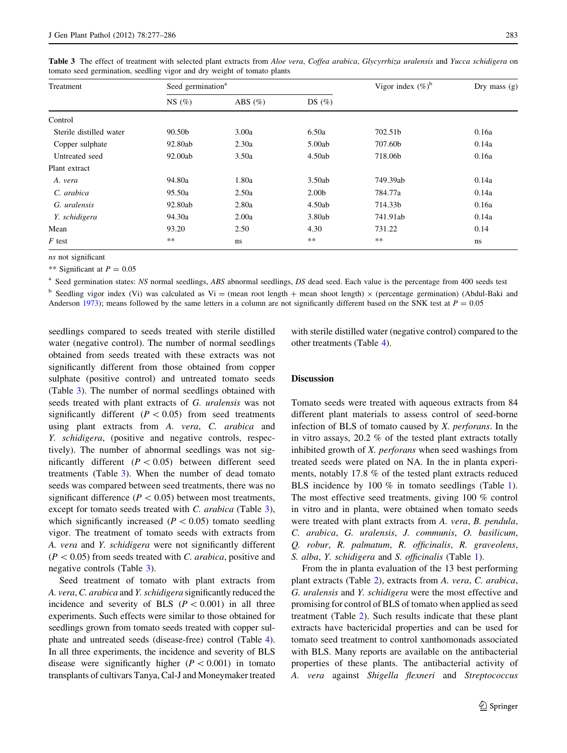**Table 3** The effect of treatment with selected plant extracts from *Aloe vera*, *Coffea arabica*, *Glycyrrhiza uralensis* and *Yucca schidigera* on tomato seed germination, seedling vigor and dry weight of tomato plants

| Treatment | Seed germination[a] | | | Vigor index (%)[b] | Dry mass (g) |
|---|---|---|---|---|---|
| | NS (%) | ABS (%) | DS (%) | | |
| Control | | | | | |
| Sterile distilled water | 90.50b | 3.00a | 6.50a | 702.51b | 0.16a |
| Copper sulphate | 92.80ab | 2.30a | 5.00ab | 707.60b | 0.14a |
| Untreated seed | 92.00ab | 3.50a | 4.50ab | 718.06b | 0.16a |
| Plant extract | | | | | |
| *A. vera* | 94.80a | 1.80a | 3.50ab | 749.39ab | 0.14a |
| *C. arabica* | 95.50a | 2.50a | 2.00b | 784.77a | 0.14a |
| *G. uralensis* | 92.80ab | 2.80a | 4.50ab | 714.33b | 0.16a |
| *Y. schidigera* | 94.30a | 2.00a | 3.80ab | 741.91ab | 0.14a |
| Mean | 93.20 | 2.50 | 4.30 | 731.22 | 0.14 |
| *F* test | ** | ns | ** | ** | ns |

*ns* not significant

** Significant at $P = 0.05$

[a] Seed germination states: *NS* normal seedlings, *ABS* abnormal seedlings, *DS* dead seed. Each value is the percentage from 400 seeds test

[b] Seedling vigor index (Vi) was calculated as Vi = (mean root length + mean shoot length) × (percentage germination) (Abdul-Baki and Anderson 1973); means followed by the same letters in a column are not significantly different based on the SNK test at $P = 0.05$

seedlings compared to seeds treated with sterile distilled water (negative control). The number of normal seedlings obtained from seeds treated with these extracts was not significantly different from those obtained from copper sulphate (positive control) and untreated tomato seeds (Table 3). The number of normal seedlings obtained with seeds treated with plant extracts of *G. uralensis* was not significantly different ($P < 0.05$) from seed treatments using plant extracts from *A. vera*, *C. arabica* and *Y. schidigera*, (positive and negative controls, respectively). The number of abnormal seedlings was not significantly different ($P < 0.05$) between different seed treatments (Table 3). When the number of dead tomato seeds was compared between seed treatments, there was no significant difference ($P < 0.05$) between most treatments, except for tomato seeds treated with *C. arabica* (Table 3), which significantly increased ($P < 0.05$) tomato seedling vigor. The treatment of tomato seeds with extracts from *A. vera* and *Y. schidigera* were not significantly different ($P < 0.05$) from seeds treated with *C. arabica*, positive and negative controls (Table 3).

Seed treatment of tomato with plant extracts from *A. vera*, *C. arabica* and *Y. schidigera* significantly reduced the incidence and severity of BLS ($P < 0.001$) in all three experiments. Such effects were similar to those obtained for seedlings grown from tomato seeds treated with copper sulphate and untreated seeds (disease-free) control (Table 4). In all three experiments, the incidence and severity of BLS disease were significantly higher ($P < 0.001$) in tomato transplants of cultivars Tanya, Cal-J and Moneymaker treated with sterile distilled water (negative control) compared to the other treatments (Table 4).

## Discussion

Tomato seeds were treated with aqueous extracts from 84 different plant materials to assess control of seed-borne infection of BLS of tomato caused by *X. perforans*. In the in vitro assays, 20.2 % of the tested plant extracts totally inhibited growth of *X. perforans* when seed washings from treated seeds were plated on NA. In the in planta experiments, notably 17.8 % of the tested plant extracts reduced BLS incidence by 100 % in tomato seedlings (Table 1). The most effective seed treatments, giving 100 % control in vitro and in planta, were obtained when tomato seeds were treated with plant extracts from *A. vera*, *B. pendula*, *C. arabica*, *G. uralensis*, *J. communis*, *O. basilicum*, *Q. robur*, *R. palmatum*, *R. officinalis*, *R. graveolens*, *S. alba*, *Y. schidigera* and *S. officinalis* (Table 1).

From the in planta evaluation of the 13 best performing plant extracts (Table 2), extracts from *A. vera*, *C. arabica*, *G. uralensis* and *Y. schidigera* were the most effective and promising for control of BLS of tomato when applied as seed treatment (Table 2). Such results indicate that these plant extracts have bactericidal properties and can be used for tomato seed treatment to control xanthomonads associated with BLS. Many reports are available on the antibacterial properties of these plants. The antibacterial activity of *A. vera* against *Shigella flexneri* and *Streptococcus*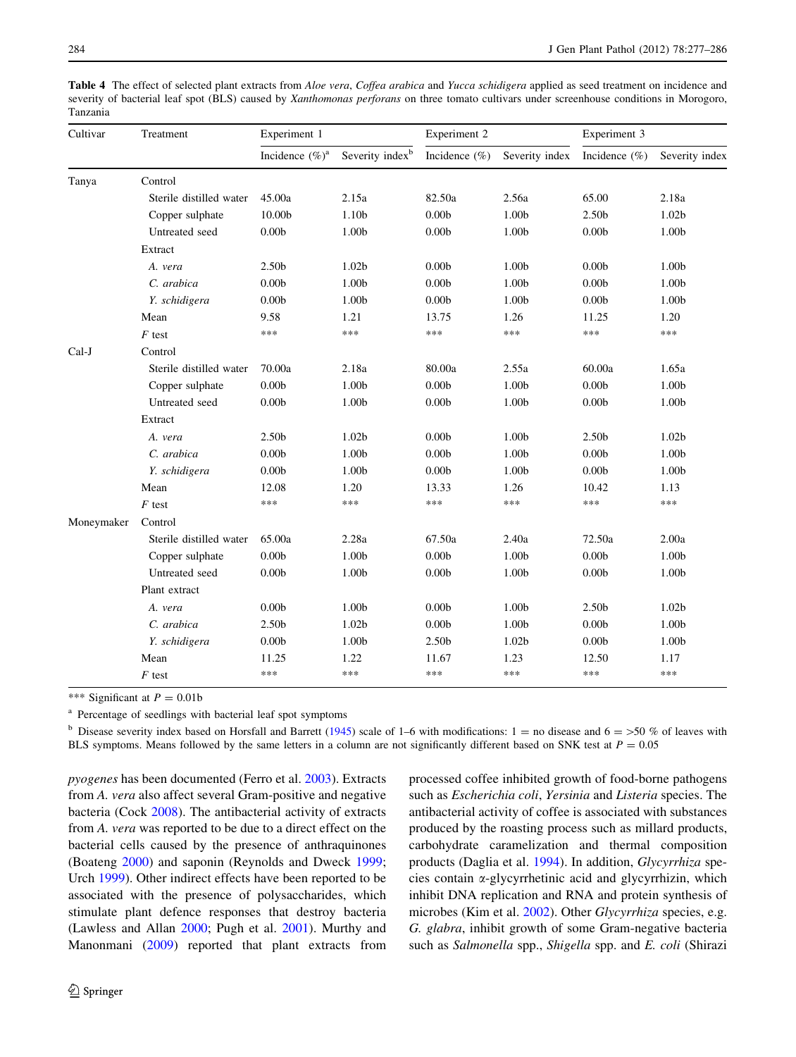**Table 4** The effect of selected plant extracts from *Aloe vera*, *Coffea arabica* and *Yucca schidigera* applied as seed treatment on incidence and severity of bacterial leaf spot (BLS) caused by *Xanthomonas perforans* on three tomato cultivars under screenhouse conditions in Morogoro, Tanzania

| Cultivar | Treatment | Experiment 1 | | Experiment 2 | | Experiment 3 | |
|---|---|---|---|---|---|---|---|
| | | Incidence (%)[a] | Severity index[b] | Incidence (%) | Severity index | Incidence (%) | Severity index |
| Tanya | Control | | | | | | |
| | Sterile distilled water | 45.00a | 2.15a | 82.50a | 2.56a | 65.00 | 2.18a |
| | Copper sulphate | 10.00b | 1.10b | 0.00b | 1.00b | 2.50b | 1.02b |
| | Untreated seed | 0.00b | 1.00b | 0.00b | 1.00b | 0.00b | 1.00b |
| | Extract | | | | | | |
| | *A. vera* | 2.50b | 1.02b | 0.00b | 1.00b | 0.00b | 1.00b |
| | *C. arabica* | 0.00b | 1.00b | 0.00b | 1.00b | 0.00b | 1.00b |
| | *Y. schidigera* | 0.00b | 1.00b | 0.00b | 1.00b | 0.00b | 1.00b |
| | Mean | 9.58 | 1.21 | 13.75 | 1.26 | 11.25 | 1.20 |
| | *F* test | *** | *** | *** | *** | *** | *** |
| Cal-J | Control | | | | | | |
| | Sterile distilled water | 70.00a | 2.18a | 80.00a | 2.55a | 60.00a | 1.65a |
| | Copper sulphate | 0.00b | 1.00b | 0.00b | 1.00b | 0.00b | 1.00b |
| | Untreated seed | 0.00b | 1.00b | 0.00b | 1.00b | 0.00b | 1.00b |
| | Extract | | | | | | |
| | *A. vera* | 2.50b | 1.02b | 0.00b | 1.00b | 2.50b | 1.02b |
| | *C. arabica* | 0.00b | 1.00b | 0.00b | 1.00b | 0.00b | 1.00b |
| | *Y. schidigera* | 0.00b | 1.00b | 0.00b | 1.00b | 0.00b | 1.00b |
| | Mean | 12.08 | 1.20 | 13.33 | 1.26 | 10.42 | 1.13 |
| | *F* test | *** | *** | *** | *** | *** | *** |
| Moneymaker | Control | | | | | | |
| | Sterile distilled water | 65.00a | 2.28a | 67.50a | 2.40a | 72.50a | 2.00a |
| | Copper sulphate | 0.00b | 1.00b | 0.00b | 1.00b | 0.00b | 1.00b |
| | Untreated seed | 0.00b | 1.00b | 0.00b | 1.00b | 0.00b | 1.00b |
| | Plant extract | | | | | | |
| | *A. vera* | 0.00b | 1.00b | 0.00b | 1.00b | 2.50b | 1.02b |
| | *C. arabica* | 2.50b | 1.02b | 0.00b | 1.00b | 0.00b | 1.00b |
| | *Y. schidigera* | 0.00b | 1.00b | 2.50b | 1.02b | 0.00b | 1.00b |
| | Mean | 11.25 | 1.22 | 11.67 | 1.23 | 12.50 | 1.17 |
| | *F* test | *** | *** | *** | *** | *** | *** |

*** Significant at $P = 0.01$b

[a] Percentage of seedlings with bacterial leaf spot symptoms

[b] Disease severity index based on Horsfall and Barrett (1945) scale of 1–6 with modifications: 1 = no disease and 6 = >50 % of leaves with BLS symptoms. Means followed by the same letters in a column are not significantly different based on SNK test at $P = 0.05$

*pyogenes* has been documented (Ferro et al. 2003). Extracts from *A. vera* also affect several Gram-positive and negative bacteria (Cock 2008). The antibacterial activity of extracts from *A. vera* was reported to be due to a direct effect on the bacterial cells caused by the presence of anthraquinones (Boateng 2000) and saponin (Reynolds and Dweck 1999; Urch 1999). Other indirect effects have been reported to be associated with the presence of polysaccharides, which stimulate plant defence responses that destroy bacteria (Lawless and Allan 2000; Pugh et al. 2001). Murthy and Manonmani (2009) reported that plant extracts from processed coffee inhibited growth of food-borne pathogens such as *Escherichia coli*, *Yersinia* and *Listeria* species. The antibacterial activity of coffee is associated with substances produced by the roasting process such as millard products, carbohydrate caramelization and thermal composition products (Daglia et al. 1994). In addition, *Glycyrrhiza* species contain α-glycyrrhetinic acid and glycyrrhizin, which inhibit DNA replication and RNA and protein synthesis of microbes (Kim et al. 2002). Other *Glycyrrhiza* species, e.g. *G. glabra*, inhibit growth of some Gram-negative bacteria such as *Salmonella* spp., *Shigella* spp. and *E. coli* (Shirazi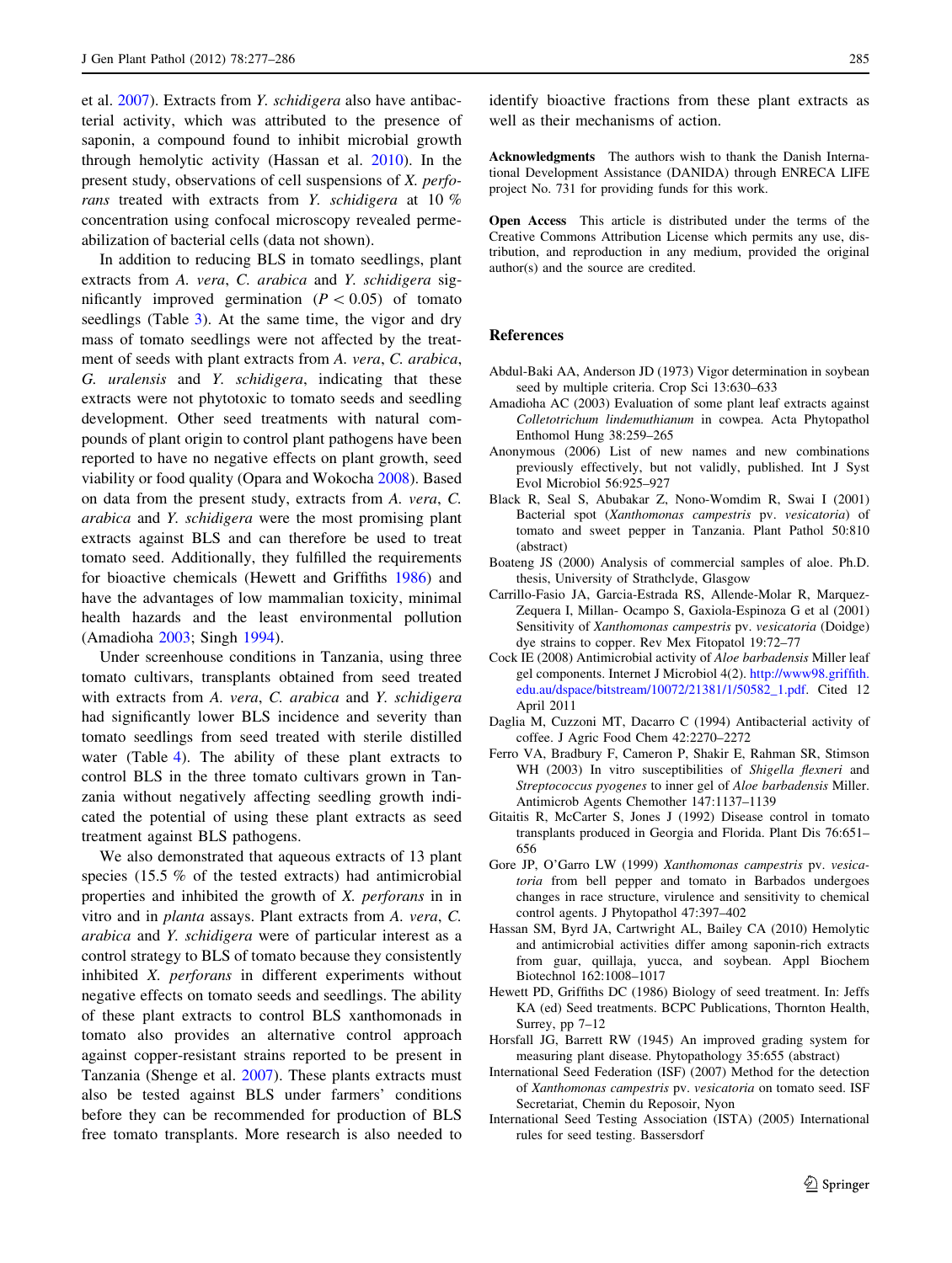et al. 2007). Extracts from *Y. schidigera* also have antibacterial activity, which was attributed to the presence of saponin, a compound found to inhibit microbial growth through hemolytic activity (Hassan et al. 2010). In the present study, observations of cell suspensions of *X. perforans* treated with extracts from *Y. schidigera* at 10 % concentration using confocal microscopy revealed permeabilization of bacterial cells (data not shown).

In addition to reducing BLS in tomato seedlings, plant extracts from *A. vera*, *C. arabica* and *Y. schidigera* significantly improved germination ($P < 0.05$) of tomato seedlings (Table 3). At the same time, the vigor and dry mass of tomato seedlings were not affected by the treatment of seeds with plant extracts from *A. vera*, *C. arabica*, *G. uralensis* and *Y. schidigera*, indicating that these extracts were not phytotoxic to tomato seeds and seedling development. Other seed treatments with natural compounds of plant origin to control plant pathogens have been reported to have no negative effects on plant growth, seed viability or food quality (Opara and Wokocha 2008). Based on data from the present study, extracts from *A. vera*, *C. arabica* and *Y. schidigera* were the most promising plant extracts against BLS and can therefore be used to treat tomato seed. Additionally, they fulfilled the requirements for bioactive chemicals (Hewett and Griffiths 1986) and have the advantages of low mammalian toxicity, minimal health hazards and the least environmental pollution (Amadioha 2003; Singh 1994).

Under screenhouse conditions in Tanzania, using three tomato cultivars, transplants obtained from seed treated with extracts from *A. vera*, *C. arabica* and *Y. schidigera* had significantly lower BLS incidence and severity than tomato seedlings from seed treated with sterile distilled water (Table 4). The ability of these plant extracts to control BLS in the three tomato cultivars grown in Tanzania without negatively affecting seedling growth indicated the potential of using these plant extracts as seed treatment against BLS pathogens.

We also demonstrated that aqueous extracts of 13 plant species (15.5 % of the tested extracts) had antimicrobial properties and inhibited the growth of *X. perforans* in in vitro and in *planta* assays. Plant extracts from *A. vera*, *C. arabica* and *Y. schidigera* were of particular interest as a control strategy to BLS of tomato because they consistently inhibited *X. perforans* in different experiments without negative effects on tomato seeds and seedlings. The ability of these plant extracts to control BLS xanthomonads in tomato also provides an alternative control approach against copper-resistant strains reported to be present in Tanzania (Shenge et al. 2007). These plants extracts must also be tested against BLS under farmers' conditions before they can be recommended for production of BLS free tomato transplants. More research is also needed to identify bioactive fractions from these plant extracts as well as their mechanisms of action.

**Acknowledgments** The authors wish to thank the Danish International Development Assistance (DANIDA) through ENRECA LIFE project No. 731 for providing funds for this work.

**Open Access** This article is distributed under the terms of the Creative Commons Attribution License which permits any use, distribution, and reproduction in any medium, provided the original author(s) and the source are credited.

## References

Abdul-Baki AA, Anderson JD (1973) Vigor determination in soybean seed by multiple criteria. Crop Sci 13:630–633

Amadioha AC (2003) Evaluation of some plant leaf extracts against *Colletotrichum lindemuthianum* in cowpea. Acta Phytopathol Enthomol Hung 38:259–265

Anonymous (2006) List of new names and new combinations previously effectively, but not validly, published. Int J Syst Evol Microbiol 56:925–927

Black R, Seal S, Abubakar Z, Nono-Womdim R, Swai I (2001) Bacterial spot (*Xanthomonas campestris* pv. *vesicatoria*) of tomato and sweet pepper in Tanzania. Plant Pathol 50:810 (abstract)

Boateng JS (2000) Analysis of commercial samples of aloe. Ph.D. thesis, University of Strathclyde, Glasgow

Carrillo-Fasio JA, Garcia-Estrada RS, Allende-Molar R, Marquez-Zequera I, Millan- Ocampo S, Gaxiola-Espinoza G et al (2001) Sensitivity of *Xanthomonas campestris* pv. *vesicatoria* (Doidge) dye strains to copper. Rev Mex Fitopatol 19:72–77

Cock IE (2008) Antimicrobial activity of *Aloe barbadensis* Miller leaf gel components. Internet J Microbiol 4(2). http://www98.griffith.edu.au/dspace/bitstream/10072/21381/1/50582_1.pdf. Cited 12 April 2011

Daglia M, Cuzzoni MT, Dacarro C (1994) Antibacterial activity of coffee. J Agric Food Chem 42:2270–2272

Ferro VA, Bradbury F, Cameron P, Shakir E, Rahman SR, Stimson WH (2003) In vitro susceptibilities of *Shigella flexneri* and *Streptococcus pyogenes* to inner gel of *Aloe barbadensis* Miller. Antimicrob Agents Chemother 147:1137–1139

Gitaitis R, McCarter S, Jones J (1992) Disease control in tomato transplants produced in Georgia and Florida. Plant Dis 76:651–656

Gore JP, O'Garro LW (1999) *Xanthomonas campestris* pv. *vesicatoria* from bell pepper and tomato in Barbados undergoes changes in race structure, virulence and sensitivity to chemical control agents. J Phytopathol 47:397–402

Hassan SM, Byrd JA, Cartwright AL, Bailey CA (2010) Hemolytic and antimicrobial activities differ among saponin-rich extracts from guar, quillaja, yucca, and soybean. Appl Biochem Biotechnol 162:1008–1017

Hewett PD, Griffiths DC (1986) Biology of seed treatment. In: Jeffs KA (ed) Seed treatments. BCPC Publications, Thornton Health, Surrey, pp 7–12

Horsfall JG, Barrett RW (1945) An improved grading system for measuring plant disease. Phytopathology 35:655 (abstract)

International Seed Federation (ISF) (2007) Method for the detection of *Xanthomonas campestris* pv. *vesicatoria* on tomato seed. ISF Secretariat, Chemin du Reposoir, Nyon

International Seed Testing Association (ISTA) (2005) International rules for seed testing. Bassersdorf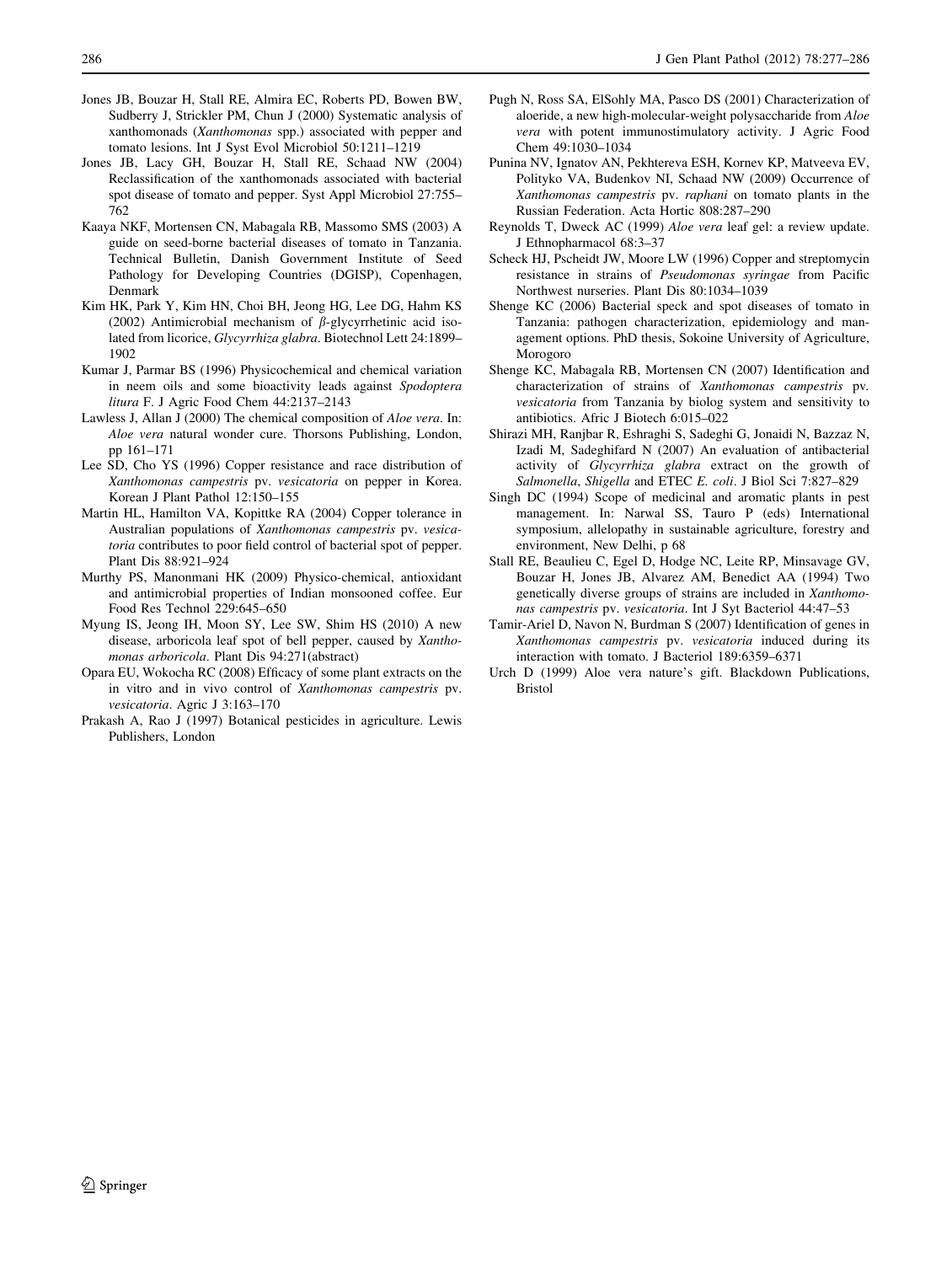Jones JB, Bouzar H, Stall RE, Almira EC, Roberts PD, Bowen BW, Sudberry J, Strickler PM, Chun J (2000) Systematic analysis of xanthomonads (*Xanthomonas* spp.) associated with pepper and tomato lesions. Int J Syst Evol Microbiol 50:1211–1219

Jones JB, Lacy GH, Bouzar H, Stall RE, Schaad NW (2004) Reclassification of the xanthomonads associated with bacterial spot disease of tomato and pepper. Syst Appl Microbiol 27:755–762

Kaaya NKF, Mortensen CN, Mabagala RB, Massomo SMS (2003) A guide on seed-borne bacterial diseases of tomato in Tanzania. Technical Bulletin, Danish Government Institute of Seed Pathology for Developing Countries (DGISP), Copenhagen, Denmark

Kim HK, Park Y, Kim HN, Choi BH, Jeong HG, Lee DG, Hahm KS (2002) Antimicrobial mechanism of β-glycyrrhetinic acid isolated from licorice, *Glycyrrhiza glabra*. Biotechnol Lett 24:1899–1902

Kumar J, Parmar BS (1996) Physicochemical and chemical variation in neem oils and some bioactivity leads against *Spodoptera litura* F. J Agric Food Chem 44:2137–2143

Lawless J, Allan J (2000) The chemical composition of *Aloe vera*. In: *Aloe vera* natural wonder cure. Thorsons Publishing, London, pp 161–171

Lee SD, Cho YS (1996) Copper resistance and race distribution of *Xanthomonas campestris* pv. *vesicatoria* on pepper in Korea. Korean J Plant Pathol 12:150–155

Martin HL, Hamilton VA, Kopittke RA (2004) Copper tolerance in Australian populations of *Xanthomonas campestris* pv. *vesicatoria* contributes to poor field control of bacterial spot of pepper. Plant Dis 88:921–924

Murthy PS, Manonmani HK (2009) Physico-chemical, antioxidant and antimicrobial properties of Indian monsooned coffee. Eur Food Res Technol 229:645–650

Myung IS, Jeong IH, Moon SY, Lee SW, Shim HS (2010) A new disease, arboricola leaf spot of bell pepper, caused by *Xanthomonas arboricola*. Plant Dis 94:271(abstract)

Opara EU, Wokocha RC (2008) Efficacy of some plant extracts on the in vitro and in vivo control of *Xanthomonas campestris* pv. *vesicatoria*. Agric J 3:163–170

Prakash A, Rao J (1997) Botanical pesticides in agriculture. Lewis Publishers, London

Pugh N, Ross SA, ElSohly MA, Pasco DS (2001) Characterization of aloeride, a new high-molecular-weight polysaccharide from *Aloe vera* with potent immunostimulatory activity. J Agric Food Chem 49:1030–1034

Punina NV, Ignatov AN, Pekhtereva ESH, Kornev KP, Matveeva EV, Polityko VA, Budenkov NI, Schaad NW (2009) Occurrence of *Xanthomonas campestris* pv. *raphani* on tomato plants in the Russian Federation. Acta Hortic 808:287–290

Reynolds T, Dweck AC (1999) *Aloe vera* leaf gel: a review update. J Ethnopharmacol 68:3–37

Scheck HJ, Pscheidt JW, Moore LW (1996) Copper and streptomycin resistance in strains of *Pseudomonas syringae* from Pacific Northwest nurseries. Plant Dis 80:1034–1039

Shenge KC (2006) Bacterial speck and spot diseases of tomato in Tanzania: pathogen characterization, epidemiology and management options. PhD thesis, Sokoine University of Agriculture, Morogoro

Shenge KC, Mabagala RB, Mortensen CN (2007) Identification and characterization of strains of *Xanthomonas campestris* pv. *vesicatoria* from Tanzania by biolog system and sensitivity to antibiotics. Afric J Biotech 6:015–022

Shirazi MH, Ranjbar R, Eshraghi S, Sadeghi G, Jonaidi N, Bazzaz N, Izadi M, Sadeghifard N (2007) An evaluation of antibacterial activity of *Glycyrrhiza glabra* extract on the growth of *Salmonella*, *Shigella* and ETEC *E. coli*. J Biol Sci 7:827–829

Singh DC (1994) Scope of medicinal and aromatic plants in pest management. In: Narwal SS, Tauro P (eds) International symposium, allelopathy in sustainable agriculture, forestry and environment, New Delhi, p 68

Stall RE, Beaulieu C, Egel D, Hodge NC, Leite RP, Minsavage GV, Bouzar H, Jones JB, Alvarez AM, Benedict AA (1994) Two genetically diverse groups of strains are included in *Xanthomonas campestris* pv. *vesicatoria*. Int J Syt Bacteriol 44:47–53

Tamir-Ariel D, Navon N, Burdman S (2007) Identification of genes in *Xanthomonas campestris* pv. *vesicatoria* induced during its interaction with tomato. J Bacteriol 189:6359–6371

Urch D (1999) Aloe vera nature's gift. Blackdown Publications, Bristol